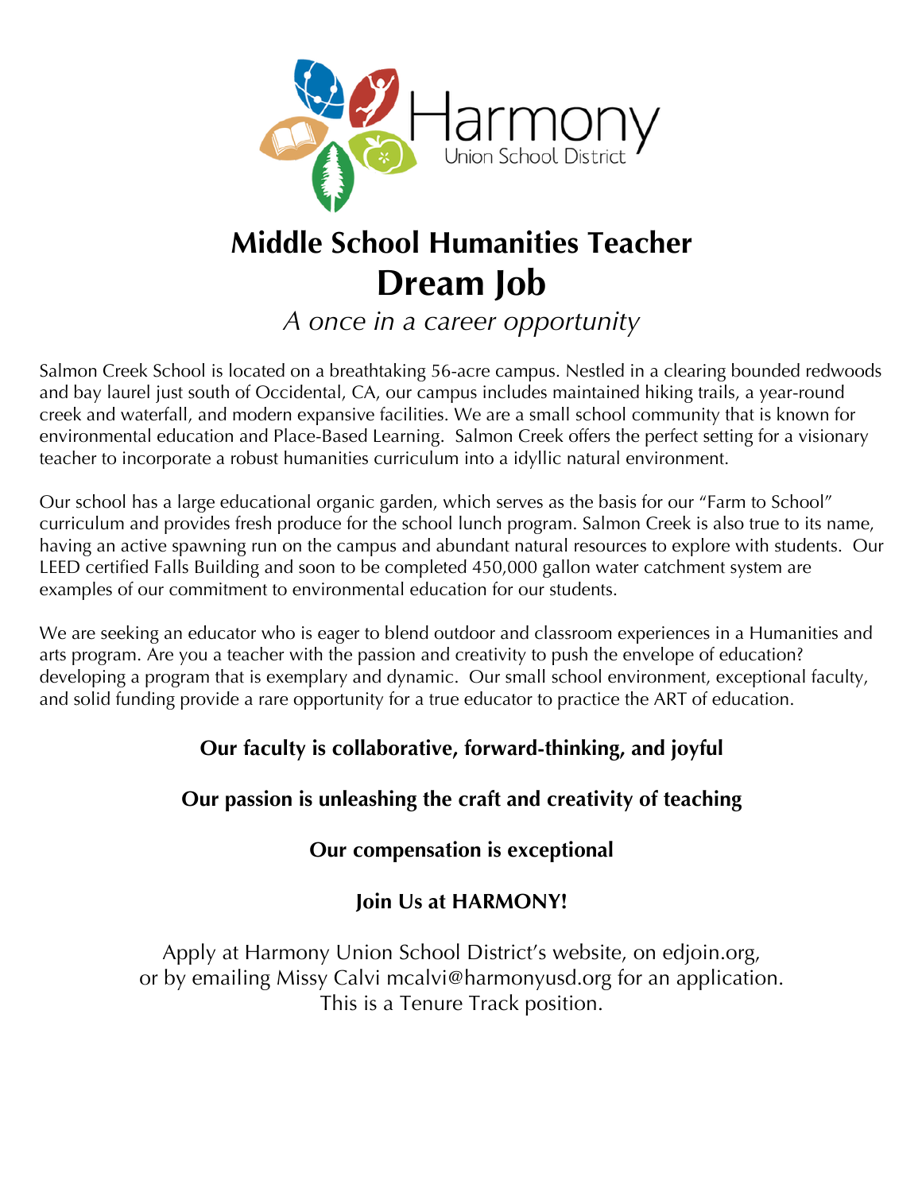Harmony
Union School District

# Middle School Humanities Teacher

# Dream Job

*A once in a career opportunity*

Salmon Creek School is located on a breathtaking 56-acre campus. Nestled in a clearing bounded redwoods and bay laurel just south of Occidental, CA, our campus includes maintained hiking trails, a year-round creek and waterfall, and modern expansive facilities. We are a small school community that is known for environmental education and Place-Based Learning. Salmon Creek offers the perfect setting for a visionary teacher to incorporate a robust humanities curriculum into a idyllic natural environment.

Our school has a large educational organic garden, which serves as the basis for our "Farm to School" curriculum and provides fresh produce for the school lunch program. Salmon Creek is also true to its name, having an active spawning run on the campus and abundant natural resources to explore with students. Our LEED certified Falls Building and soon to be completed 450,000 gallon water catchment system are examples of our commitment to environmental education for our students.

We are seeking an educator who is eager to blend outdoor and classroom experiences in a Humanities and arts program. Are you a teacher with the passion and creativity to push the envelope of education? developing a program that is exemplary and dynamic. Our small school environment, exceptional faculty, and solid funding provide a rare opportunity for a true educator to practice the ART of education.

**Our faculty is collaborative, forward-thinking, and joyful**

**Our passion is unleashing the craft and creativity of teaching**

**Our compensation is exceptional**

**Join Us at HARMONY!**

Apply at Harmony Union School District's website, on edjoin.org,
or by emailing Missy Calvi mcalvi@harmonyusd.org for an application.
This is a Tenure Track position.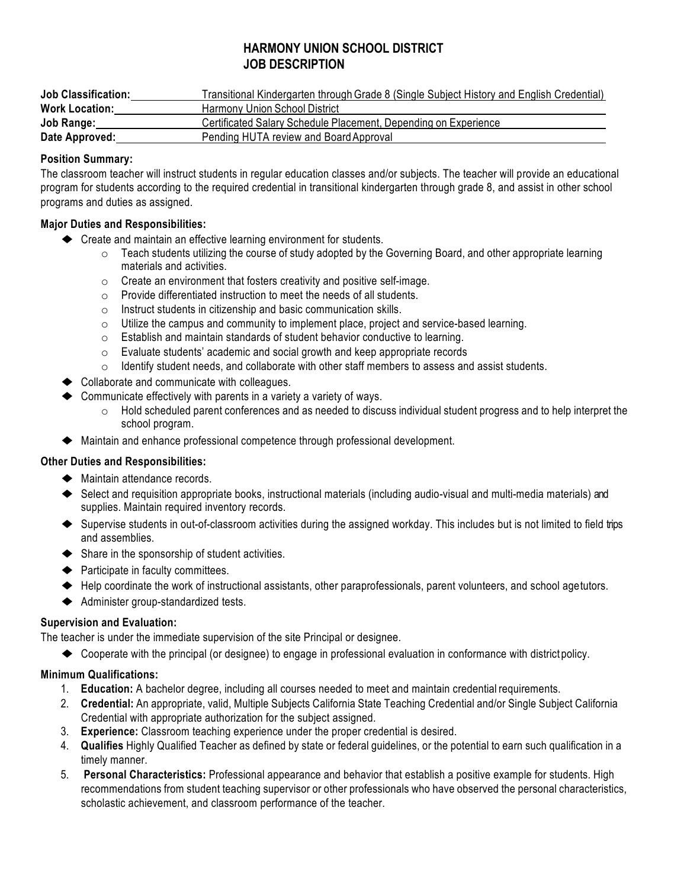# HARMONY UNION SCHOOL DISTRICT
# JOB DESCRIPTION

| | |
|---|---|
| **Job Classification:** | Transitional Kindergarten through Grade 8 (Single Subject History and English Credential) |
| **Work Location:** | Harmony Union School District |
| **Job Range:** | Certificated Salary Schedule Placement, Depending on Experience |
| **Date Approved:** | Pending HUTA review and Board Approval |

**Position Summary:**

The classroom teacher will instruct students in regular education classes and/or subjects. The teacher will provide an educational program for students according to the required credential in transitional kindergarten through grade 8, and assist in other school programs and duties as assigned.

**Major Duties and Responsibilities:**

- Create and maintain an effective learning environment for students.
  - Teach students utilizing the course of study adopted by the Governing Board, and other appropriate learning materials and activities.
  - Create an environment that fosters creativity and positive self-image.
  - Provide differentiated instruction to meet the needs of all students.
  - Instruct students in citizenship and basic communication skills.
  - Utilize the campus and community to implement place, project and service-based learning.
  - Establish and maintain standards of student behavior conductive to learning.
  - Evaluate students' academic and social growth and keep appropriate records
  - Identify student needs, and collaborate with other staff members to assess and assist students.
- Collaborate and communicate with colleagues.
- Communicate effectively with parents in a variety a variety of ways.
  - Hold scheduled parent conferences and as needed to discuss individual student progress and to help interpret the school program.
- Maintain and enhance professional competence through professional development.

**Other Duties and Responsibilities:**

- Maintain attendance records.
- Select and requisition appropriate books, instructional materials (including audio-visual and multi-media materials) and supplies. Maintain required inventory records.
- Supervise students in out-of-classroom activities during the assigned workday. This includes but is not limited to field trips and assemblies.
- Share in the sponsorship of student activities.
- Participate in faculty committees.
- Help coordinate the work of instructional assistants, other paraprofessionals, parent volunteers, and school agetutors.
- Administer group-standardized tests.

**Supervision and Evaluation:**

The teacher is under the immediate supervision of the site Principal or designee.

- Cooperate with the principal (or designee) to engage in professional evaluation in conformance with district policy.

**Minimum Qualifications:**

1. **Education:** A bachelor degree, including all courses needed to meet and maintain credential requirements.
2. **Credential:** An appropriate, valid, Multiple Subjects California State Teaching Credential and/or Single Subject California Credential with appropriate authorization for the subject assigned.
3. **Experience:** Classroom teaching experience under the proper credential is desired.
4. **Qualifies** Highly Qualified Teacher as defined by state or federal guidelines, or the potential to earn such qualification in a timely manner.
5. **Personal Characteristics:** Professional appearance and behavior that establish a positive example for students. High recommendations from student teaching supervisor or other professionals who have observed the personal characteristics, scholastic achievement, and classroom performance of the teacher.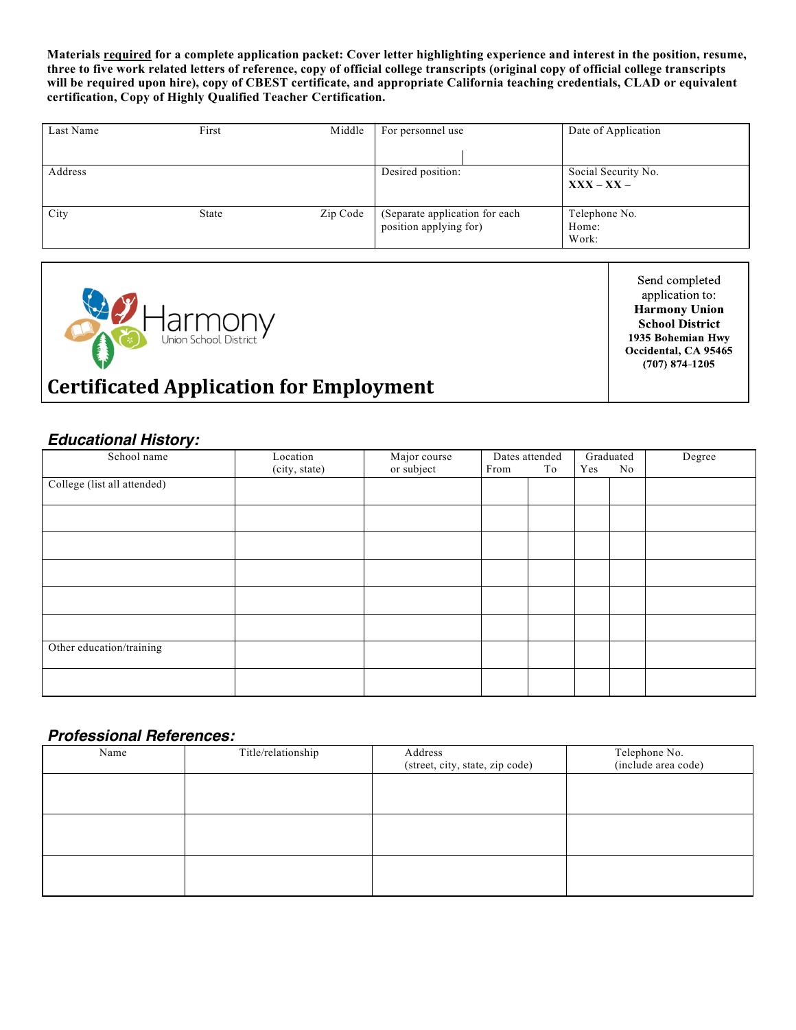**Materials required for a complete application packet: Cover letter highlighting experience and interest in the position, resume, three to five work related letters of reference, copy of official college transcripts (original copy of official college transcripts will be required upon hire), copy of CBEST certificate, and appropriate California teaching credentials, CLAD or equivalent certification, Copy of Highly Qualified Teacher Certification.**

| Last Name / First / Middle | For personnel use | Date of Application |
|---|---|---|
| Address | Desired position: | Social Security No. **XXX – XX –** |
| City / State / Zip Code | (Separate application for each position applying for) | Telephone No. Home: Work: |

Harmony Union School District

# Certificated Application for Employment

Send completed application to:
**Harmony Union School District**
**1935 Bohemian Hwy**
**Occidental, CA 95465**
**(707) 874-1205**

## *Educational History:*

| School name | Location (city, state) | Major course or subject | Dates attended From | To | Graduated Yes | No | Degree |
|---|---|---|---|---|---|---|---|
| College (list all attended) | | | | | | | |
| | | | | | | | |
| | | | | | | | |
| | | | | | | | |
| | | | | | | | |
| | | | | | | | |
| Other education/training | | | | | | | |
| | | | | | | | |

## *Professional References:*

| Name | Title/relationship | Address (street, city, state, zip code) | Telephone No. (include area code) |
|---|---|---|---|
| | | | |
| | | | |
| | | | |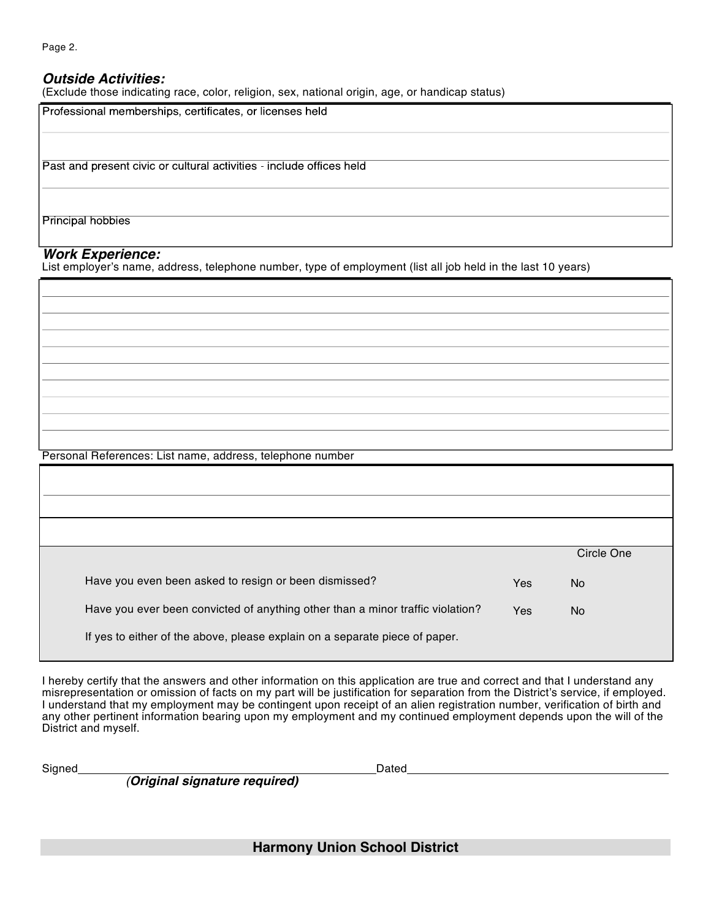## *Outside Activities:*

(Exclude those indicating race, color, religion, sex, national origin, age, or handicap status)

Professional memberships, certificates, or licenses held

Past and present civic or cultural activities - include offices held

Principal hobbies

## *Work Experience:*

List employer's name, address, telephone number, type of employment (list all job held in the last 10 years)

Personal References: List name, address, telephone number

| | | Circle One | |
|---|---|---|---|
| Have you even been asked to resign or been dismissed? | Yes | No | |
| Have you ever been convicted of anything other than a minor traffic violation? | Yes | No | |

If yes to either of the above, please explain on a separate piece of paper.

I hereby certify that the answers and other information on this application are true and correct and that I understand any misrepresentation or omission of facts on my part will be justification for separation from the District's service, if employed. I understand that my employment may be contingent upon receipt of an alien registration number, verification of birth and any other pertinent information bearing upon my employment and my continued employment depends upon the will of the District and myself.

Signed_______________________________ Dated_______________________________

(***Original signature required)***

**Harmony Union School District**